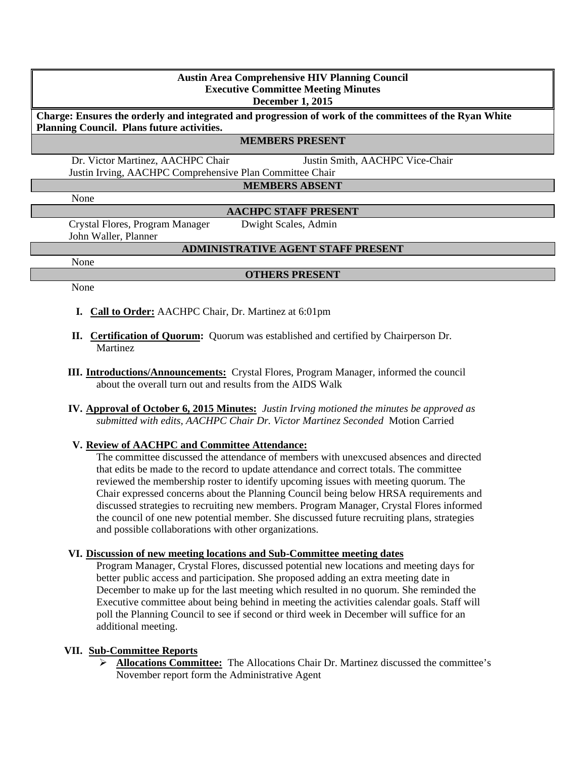# Austin Area Comprehensive HIV Planning Council
## Executive Committee Meeting Minutes
### December 1, 2015

**Charge: Ensures the orderly and integrated and progression of work of the committees of the Ryan White Planning Council. Plans future activities.**

**MEMBERS PRESENT**

Dr. Victor Martinez, AACHPC Chair    Justin Smith, AACHPC Vice-Chair
Justin Irving, AACHPC Comprehensive Plan Committee Chair

**MEMBERS ABSENT**

None

**AACHPC STAFF PRESENT**

Crystal Flores, Program Manager    Dwight Scales, Admin
John Waller, Planner

**ADMINISTRATIVE AGENT STAFF PRESENT**

None

**OTHERS PRESENT**

None

I. **Call to Order:** AACHPC Chair, Dr. Martinez at 6:01pm

II. **Certification of Quorum:** Quorum was established and certified by Chairperson Dr. Martinez

III. **Introductions/Announcements:** Crystal Flores, Program Manager, informed the council about the overall turn out and results from the AIDS Walk

IV. **Approval of October 6, 2015 Minutes:** *Justin Irving motioned the minutes be approved as submitted with edits, AACHPC Chair Dr. Victor Martinez Seconded* Motion Carried

V. **Review of AACHPC and Committee Attendance:**
The committee discussed the attendance of members with unexcused absences and directed that edits be made to the record to update attendance and correct totals. The committee reviewed the membership roster to identify upcoming issues with meeting quorum. The Chair expressed concerns about the Planning Council being below HRSA requirements and discussed strategies to recruiting new members. Program Manager, Crystal Flores informed the council of one new potential member. She discussed future recruiting plans, strategies and possible collaborations with other organizations.

VI. **Discussion of new meeting locations and Sub-Committee meeting dates**
Program Manager, Crystal Flores, discussed potential new locations and meeting days for better public access and participation. She proposed adding an extra meeting date in December to make up for the last meeting which resulted in no quorum. She reminded the Executive committee about being behind in meeting the activities calendar goals. Staff will poll the Planning Council to see if second or third week in December will suffice for an additional meeting.

VII. **Sub-Committee Reports**
- **Allocations Committee:** The Allocations Chair Dr. Martinez discussed the committee's November report form the Administrative Agent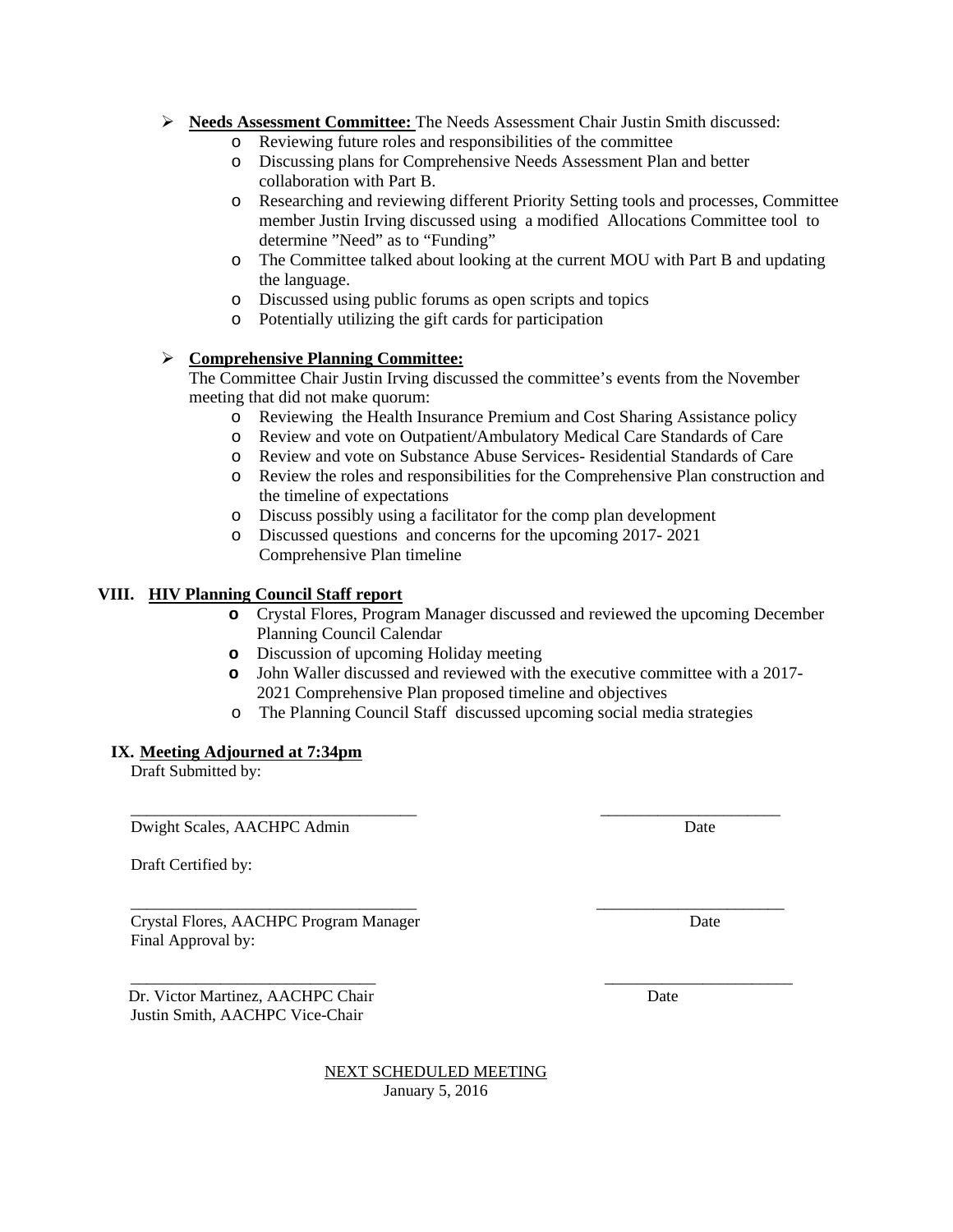- **Needs Assessment Committee:** The Needs Assessment Chair Justin Smith discussed:
  - Reviewing future roles and responsibilities of the committee
  - Discussing plans for Comprehensive Needs Assessment Plan and better collaboration with Part B.
  - Researching and reviewing different Priority Setting tools and processes, Committee member Justin Irving discussed using a modified Allocations Committee tool to determine "Need" as to "Funding"
  - The Committee talked about looking at the current MOU with Part B and updating the language.
  - Discussed using public forums as open scripts and topics
  - Potentially utilizing the gift cards for participation

- **Comprehensive Planning Committee:**
  The Committee Chair Justin Irving discussed the committee's events from the November meeting that did not make quorum:
  - Reviewing the Health Insurance Premium and Cost Sharing Assistance policy
  - Review and vote on Outpatient/Ambulatory Medical Care Standards of Care
  - Review and vote on Substance Abuse Services- Residential Standards of Care
  - Review the roles and responsibilities for the Comprehensive Plan construction and the timeline of expectations
  - Discuss possibly using a facilitator for the comp plan development
  - Discussed questions and concerns for the upcoming 2017- 2021 Comprehensive Plan timeline

## VIII. HIV Planning Council Staff report

- Crystal Flores, Program Manager discussed and reviewed the upcoming December Planning Council Calendar
- Discussion of upcoming Holiday meeting
- John Waller discussed and reviewed with the executive committee with a 2017-2021 Comprehensive Plan proposed timeline and objectives
- The Planning Council Staff discussed upcoming social media strategies

## IX. Meeting Adjourned at 7:34pm

Draft Submitted by:

\_\_\_\_\_\_\_\_\_\_\_\_\_\_\_\_\_\_\_\_\_\_\_\_\_\_\_\_\_\_\_\_\_\_\_ \_\_\_\_\_\_\_\_\_\_\_\_\_\_\_\_\_\_\_\_\_\_

Dwight Scales, AACHPC Admin Date

Draft Certified by:

\_\_\_\_\_\_\_\_\_\_\_\_\_\_\_\_\_\_\_\_\_\_\_\_\_\_\_\_\_\_\_\_\_\_\_ \_\_\_\_\_\_\_\_\_\_\_\_\_\_\_\_\_\_\_\_\_\_

Crystal Flores, AACHPC Program Manager Date

Final Approval by:

\_\_\_\_\_\_\_\_\_\_\_\_\_\_\_\_\_\_\_\_\_\_\_\_\_\_\_\_\_\_\_ \_\_\_\_\_\_\_\_\_\_\_\_\_\_\_\_\_\_\_\_\_\_\_

Dr. Victor Martinez, AACHPC Chair Date

Justin Smith, AACHPC Vice-Chair

NEXT SCHEDULED MEETING

January 5, 2016